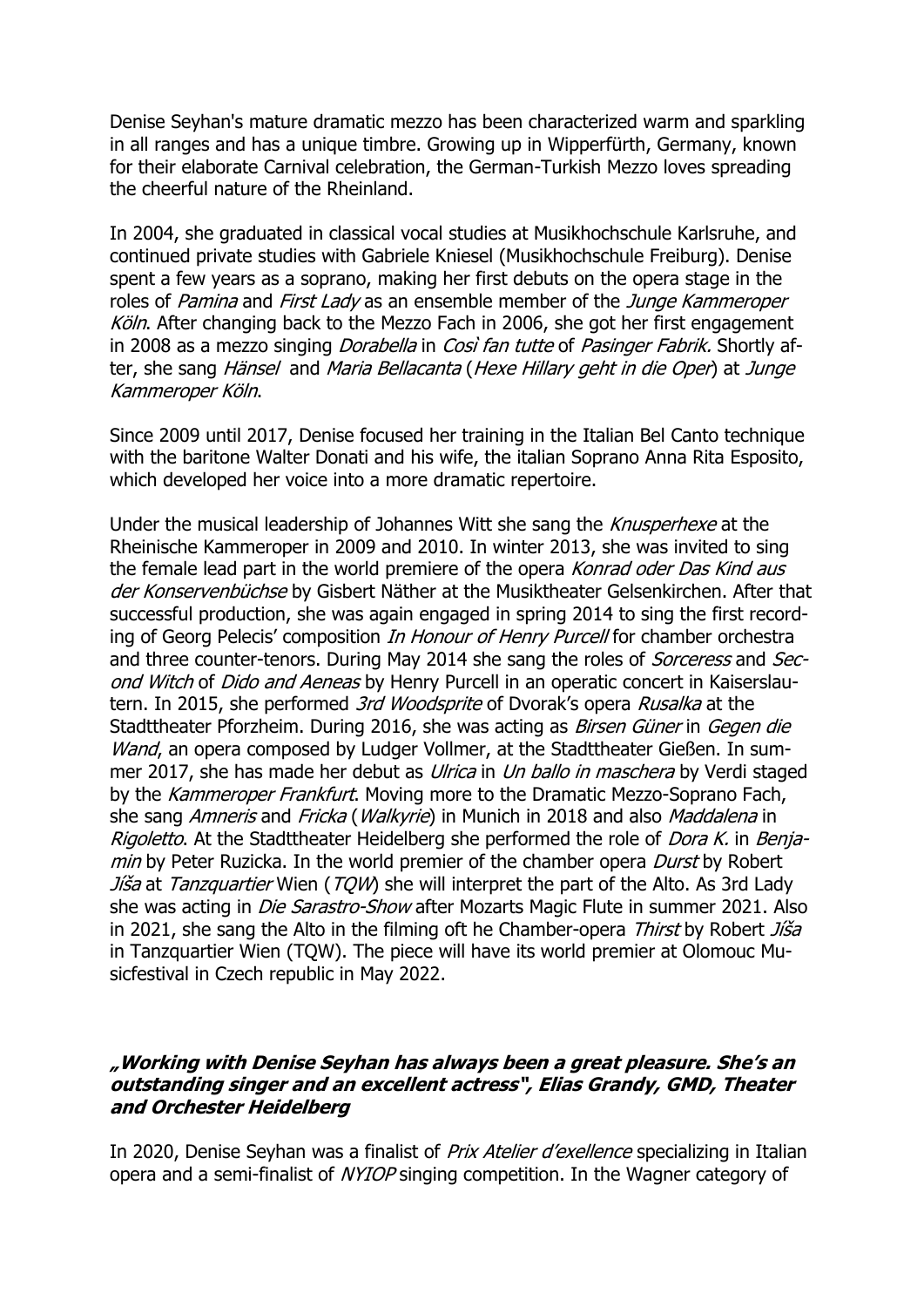Denise Seyhan's mature dramatic mezzo has been characterized warm and sparkling in all ranges and has a unique timbre. Growing up in Wipperfürth, Germany, known for their elaborate Carnival celebration, the German-Turkish Mezzo loves spreading the cheerful nature of the Rheinland.

In 2004, she graduated in classical vocal studies at Musikhochschule Karlsruhe, and continued private studies with Gabriele Kniesel (Musikhochschule Freiburg). Denise spent a few years as a soprano, making her first debuts on the opera stage in the roles of *Pamina* and *First Lady* as an ensemble member of the *Junge Kammeroper Köln*. After changing back to the Mezzo Fach in 2006, she got her first engagement in 2008 as a mezzo singing *Dorabella* in *Così fan tutte* of *Pasinger Fabrik.* Shortly after, she sang *Hänsel* and *Maria Bellacanta* (*Hexe Hillary geht in die Oper*) at *Junge Kammeroper Köln*.

Since 2009 until 2017, Denise focused her training in the Italian Bel Canto technique with the baritone Walter Donati and his wife, the italian Soprano Anna Rita Esposito, which developed her voice into a more dramatic repertoire.

Under the musical leadership of Johannes Witt she sang the *Knusperhexe* at the Rheinische Kammeroper in 2009 and 2010. In winter 2013, she was invited to sing the female lead part in the world premiere of the opera *Konrad oder Das Kind aus der Konservenbüchse* by Gisbert Näther at the Musiktheater Gelsenkirchen. After that successful production, she was again engaged in spring 2014 to sing the first recording of Georg Pelecis' composition *In Honour of Henry Purcell* for chamber orchestra and three counter-tenors. During May 2014 she sang the roles of *Sorceress* and *Second Witch* of *Dido and Aeneas* by Henry Purcell in an operatic concert in Kaiserslautern. In 2015, she performed *3rd Woodsprite* of Dvorak's opera *Rusalka* at the Stadttheater Pforzheim. During 2016, she was acting as *Birsen Güner* in *Gegen die Wand*, an opera composed by Ludger Vollmer, at the Stadttheater Gießen. In summer 2017, she has made her debut as *Ulrica* in *Un ballo in maschera* by Verdi staged by the *Kammeroper Frankfurt*. Moving more to the Dramatic Mezzo-Soprano Fach, she sang *Amneris* and *Fricka* (*Walkyrie*) in Munich in 2018 and also *Maddalena* in *Rigoletto*. At the Stadttheater Heidelberg she performed the role of *Dora K.* in *Benjamin* by Peter Ruzicka. In the world premier of the chamber opera *Durst* by Robert *Jíša* at *Tanzquartier* Wien (*TQW*) she will interpret the part of the Alto. As 3rd Lady she was acting in *Die Sarastro-Show* after Mozarts Magic Flute in summer 2021. Also in 2021, she sang the Alto in the filming oft he Chamber-opera *Thirst* by Robert *Jíša* in Tanzquartier Wien (TQW). The piece will have its world premier at Olomouc Musicfestival in Czech republic in May 2022.

***„Working with Denise Seyhan has always been a great pleasure. She's an outstanding singer and an excellent actress", Elias Grandy, GMD, Theater and Orchester Heidelberg***

In 2020, Denise Seyhan was a finalist of *Prix Atelier d'exellence* specializing in Italian opera and a semi-finalist of *NYIOP* singing competition. In the Wagner category of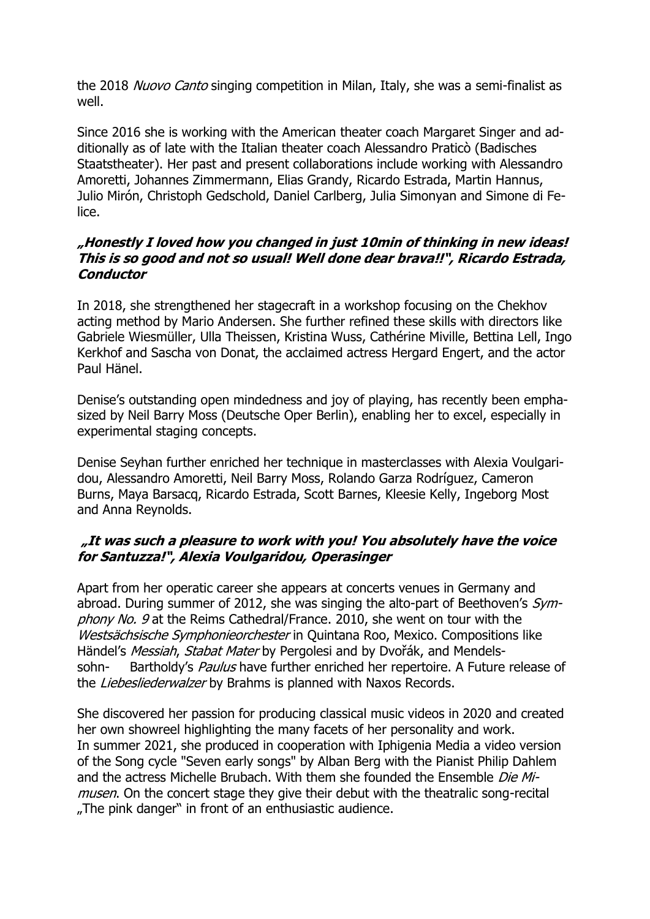the 2018 *Nuovo Canto* singing competition in Milan, Italy, she was a semi-finalist as well.

Since 2016 she is working with the American theater coach Margaret Singer and additionally as of late with the Italian theater coach Alessandro Praticò (Badisches Staatstheater). Her past and present collaborations include working with Alessandro Amoretti, Johannes Zimmermann, Elias Grandy, Ricardo Estrada, Martin Hannus, Julio Mirón, Christoph Gedschold, Daniel Carlberg, Julia Simonyan and Simone di Felice.

***„Honestly I loved how you changed in just 10min of thinking in new ideas! This is so good and not so usual! Well done dear brava!!", Ricardo Estrada, Conductor***

In 2018, she strengthened her stagecraft in a workshop focusing on the Chekhov acting method by Mario Andersen. She further refined these skills with directors like Gabriele Wiesmüller, Ulla Theissen, Kristina Wuss, Cathérine Miville, Bettina Lell, Ingo Kerkhof and Sascha von Donat, the acclaimed actress Hergard Engert, and the actor Paul Hänel.

Denise's outstanding open mindedness and joy of playing, has recently been emphasized by Neil Barry Moss (Deutsche Oper Berlin), enabling her to excel, especially in experimental staging concepts.

Denise Seyhan further enriched her technique in masterclasses with Alexia Voulgaridou, Alessandro Amoretti, Neil Barry Moss, Rolando Garza Rodríguez, Cameron Burns, Maya Barsacq, Ricardo Estrada, Scott Barnes, Kleesie Kelly, Ingeborg Most and Anna Reynolds.

***„It was such a pleasure to work with you! You absolutely have the voice for Santuzza!", Alexia Voulgaridou, Operasinger***

Apart from her operatic career she appears at concerts venues in Germany and abroad. During summer of 2012, she was singing the alto-part of Beethoven's *Symphony No. 9* at the Reims Cathedral/France. 2010, she went on tour with the *Westsächsische Symphonieorchester* in Quintana Roo, Mexico. Compositions like Händel's *Messiah*, *Stabat Mater* by Pergolesi and by Dvořák, and Mendelssohn- Bartholdy's *Paulus* have further enriched her repertoire. A Future release of the *Liebesliederwalzer* by Brahms is planned with Naxos Records.

She discovered her passion for producing classical music videos in 2020 and created her own showreel highlighting the many facets of her personality and work.
In summer 2021, she produced in cooperation with Iphigenia Media a video version of the Song cycle "Seven early songs" by Alban Berg with the Pianist Philip Dahlem and the actress Michelle Brubach. With them she founded the Ensemble *Die Mimusen*. On the concert stage they give their debut with the theatralic song-recital „The pink danger" in front of an enthusiastic audience.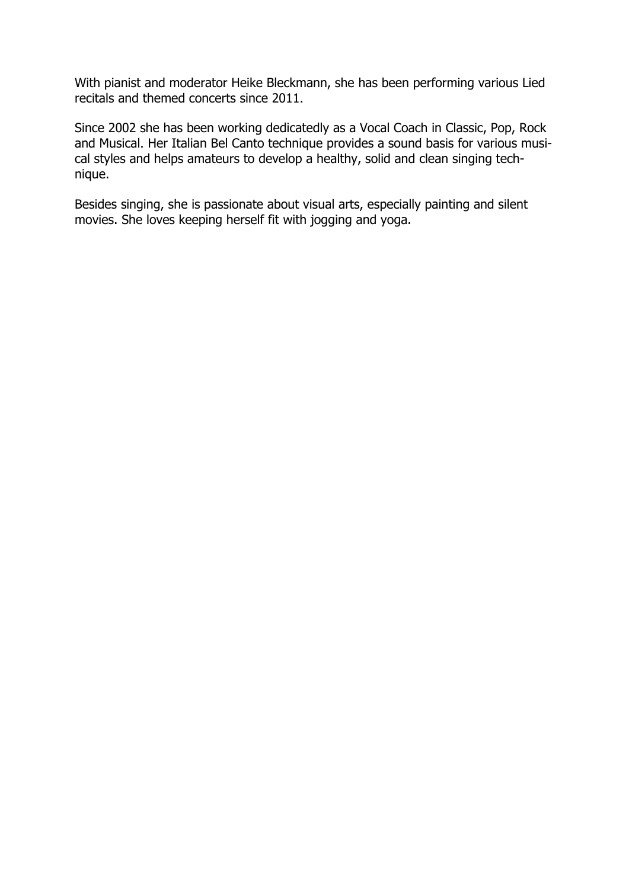With pianist and moderator Heike Bleckmann, she has been performing various Lied recitals and themed concerts since 2011.

Since 2002 she has been working dedicatedly as a Vocal Coach in Classic, Pop, Rock and Musical. Her Italian Bel Canto technique provides a sound basis for various musical styles and helps amateurs to develop a healthy, solid and clean singing technique.

Besides singing, she is passionate about visual arts, especially painting and silent movies. She loves keeping herself fit with jogging and yoga.